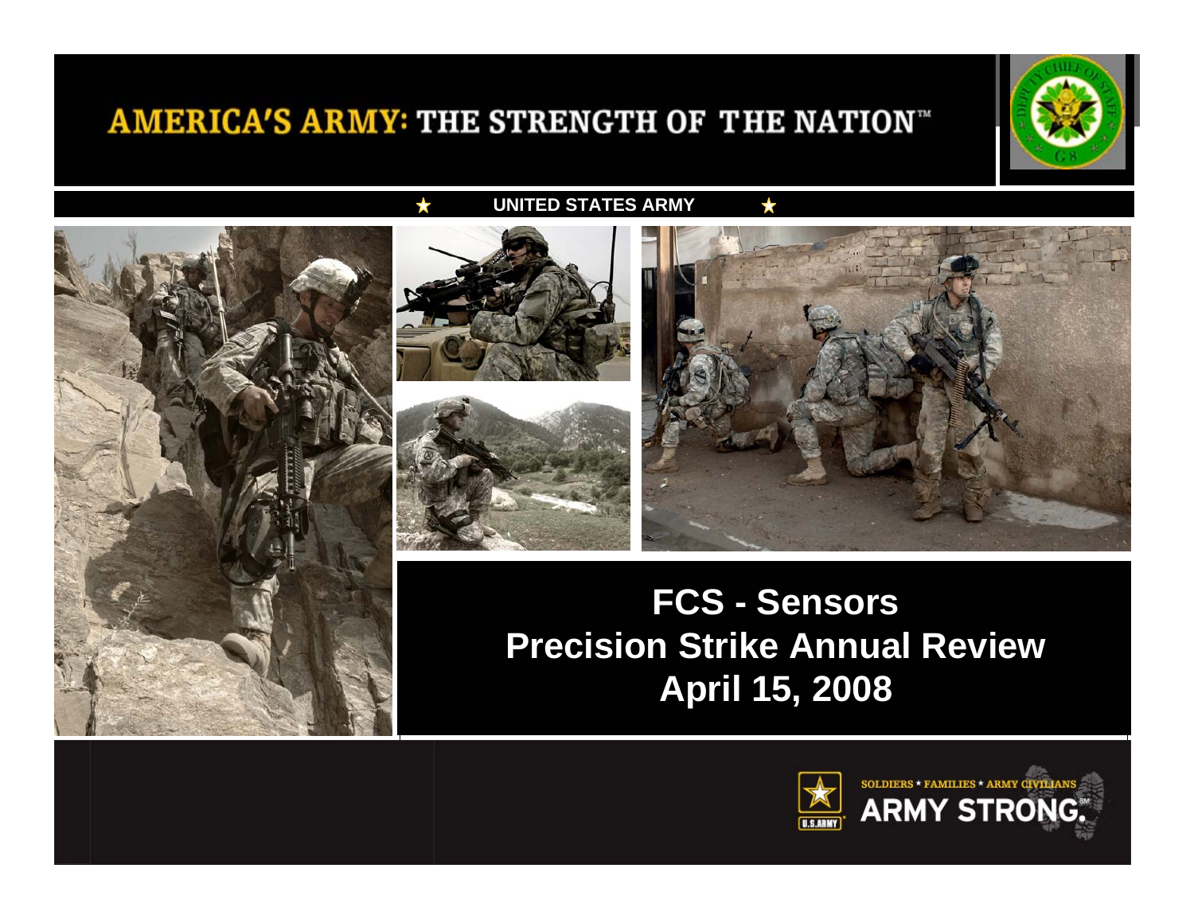AMERICA'S ARMY: THE STRENGTH OF THE NATION™

UNITED STATES ARMY

# FCS - Sensors
# Precision Strike Annual Review
# April 15, 2008

SOLDIERS ★ FAMILIES ★ ARMY CIVILIANS

ARMY STRONG.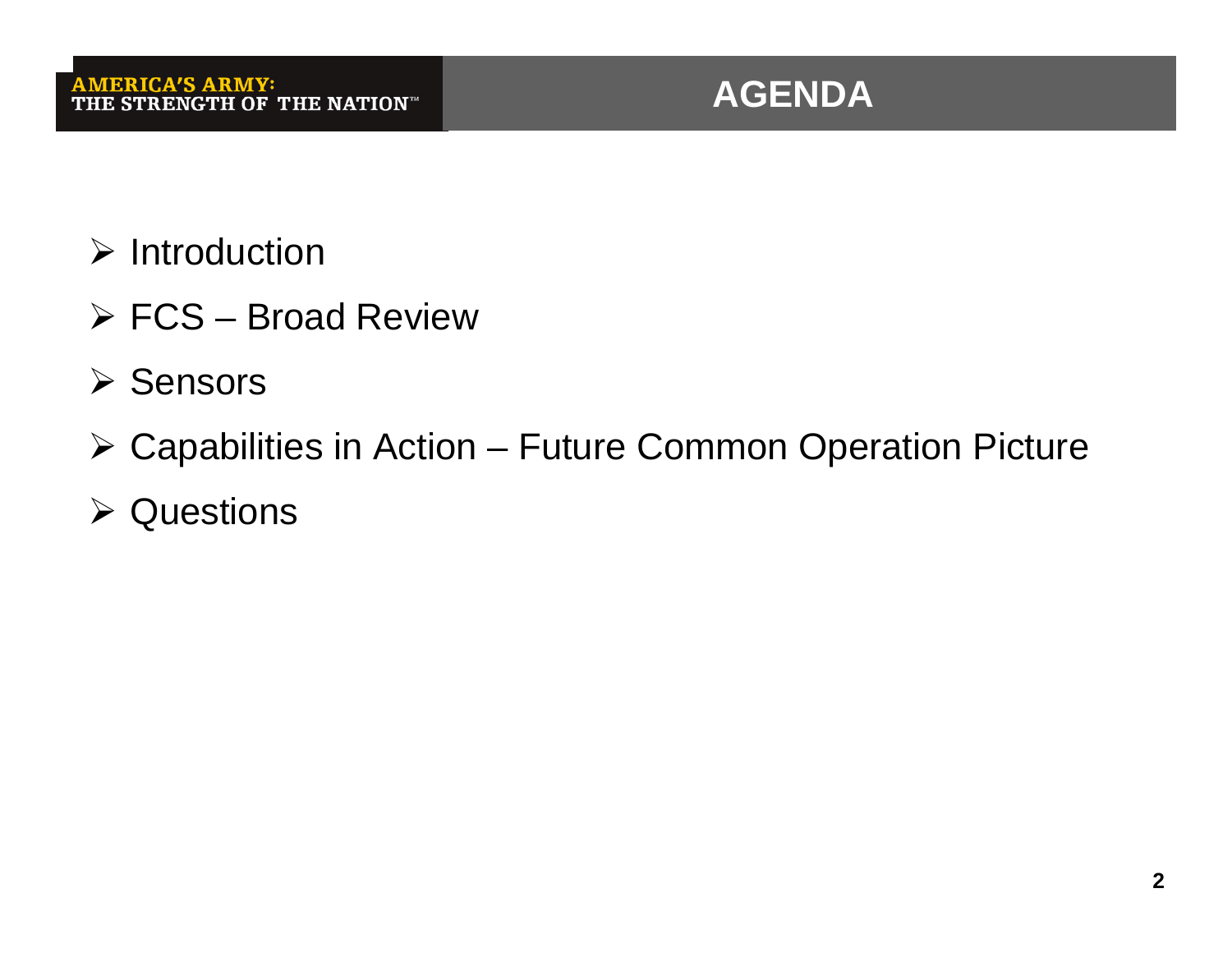AMERICA'S ARMY: THE STRENGTH OF THE NATION™

# AGENDA

- Introduction
- FCS – Broad Review
- Sensors
- Capabilities in Action – Future Common Operation Picture
- Questions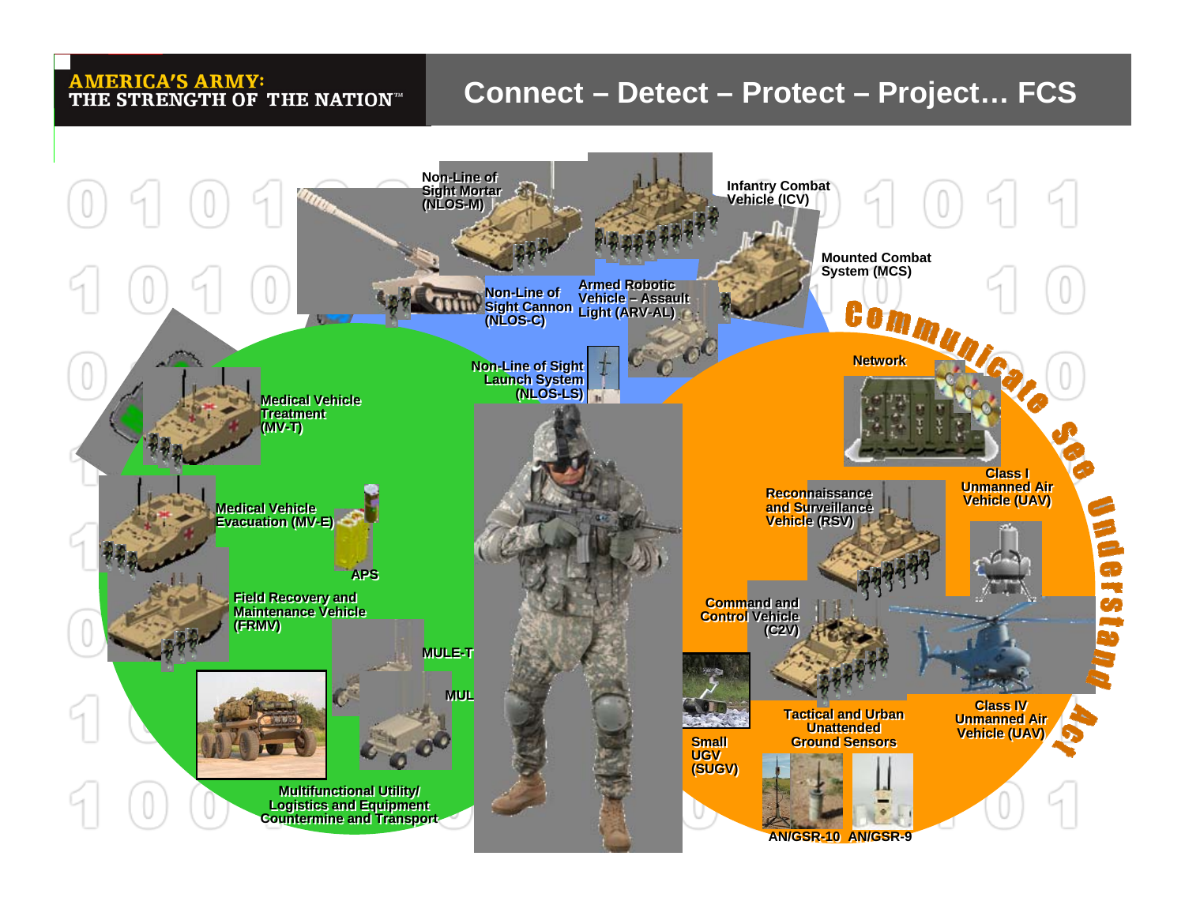AMERICA'S ARMY:
THE STRENGTH OF THE NATION™

# Connect – Detect – Protect – Project… FCS

Non-Line of Sight Mortar (NLOS-M)

Infantry Combat Vehicle (ICV)

Mounted Combat System (MCS)

Non-Line of Sight Cannon (NLOS-C)

Armed Robotic Vehicle – Assault Light (ARV-AL)

Communicate See Understand Act

Network

Non-Line of Sight Launch System (NLOS-LS)

Medical Vehicle Treatment (MV-T)

Class I Unmanned Air Vehicle (UAV)

Reconnaissance and Surveillance Vehicle (RSV)

Medical Vehicle Evacuation (MV-E)

APS

Field Recovery and Maintenance Vehicle (FRMV)

Command and Control Vehicle (C2V)

MULE-T

MUL

Small UGV (SUGV)

Tactical and Urban Unattended Ground Sensors

Class IV Unmanned Air Vehicle (UAV)

Multifunctional Utility/ Logistics and Equipment Countermine and Transport

AN/GSR-10 AN/GSR-9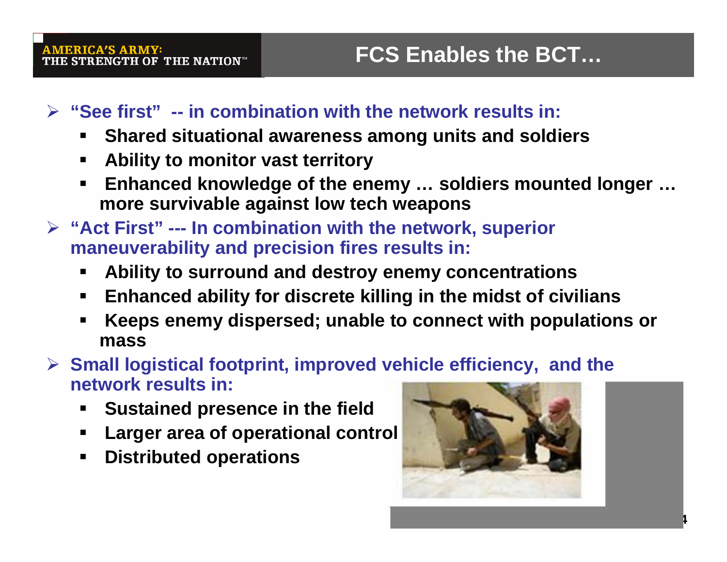# FCS Enables the BCT…

- **"See first" -- in combination with the network results in:**
  - **Shared situational awareness among units and soldiers**
  - **Ability to monitor vast territory**
  - **Enhanced knowledge of the enemy … soldiers mounted longer … more survivable against low tech weapons**
- **"Act First" --- In combination with the network, superior maneuverability and precision fires results in:**
  - **Ability to surround and destroy enemy concentrations**
  - **Enhanced ability for discrete killing in the midst of civilians**
  - **Keeps enemy dispersed; unable to connect with populations or mass**
- **Small logistical footprint, improved vehicle efficiency, and the network results in:**
  - **Sustained presence in the field**
  - **Larger area of operational control**
  - **Distributed operations**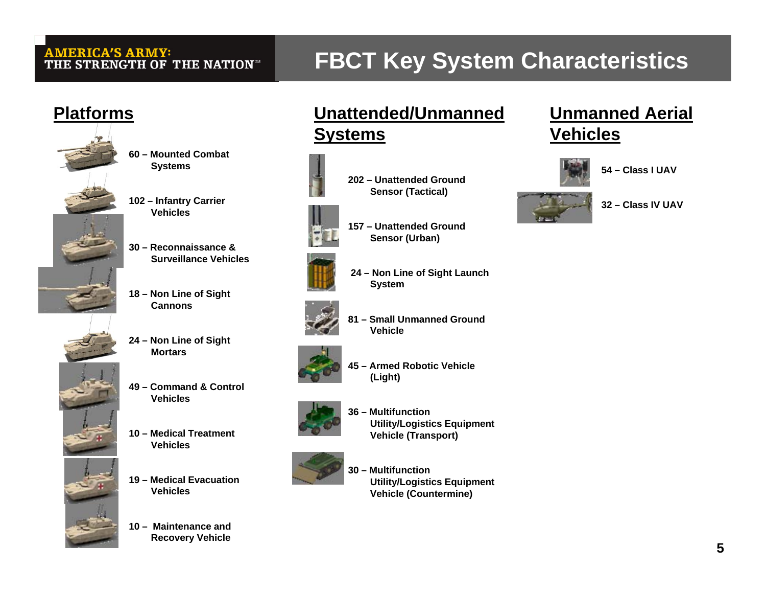# FBCT Key System Characteristics

## Platforms

- **60 – Mounted Combat Systems**
- **102 – Infantry Carrier Vehicles**
- **30 – Reconnaissance & Surveillance Vehicles**
- **18 – Non Line of Sight Cannons**
- **24 – Non Line of Sight Mortars**
- **49 – Command & Control Vehicles**
- **10 – Medical Treatment Vehicles**
- **19 – Medical Evacuation Vehicles**
- **10 – Maintenance and Recovery Vehicle**

## Unattended/Unmanned Systems

- **202 – Unattended Ground Sensor (Tactical)**
- **157 – Unattended Ground Sensor (Urban)**
- **24 – Non Line of Sight Launch System**
- **81 – Small Unmanned Ground Vehicle**
- **45 – Armed Robotic Vehicle (Light)**
- **36 – Multifunction Utility/Logistics Equipment Vehicle (Transport)**
- **30 – Multifunction Utility/Logistics Equipment Vehicle (Countermine)**

## Unmanned Aerial Vehicles

- **54 – Class I UAV**
- **32 – Class IV UAV**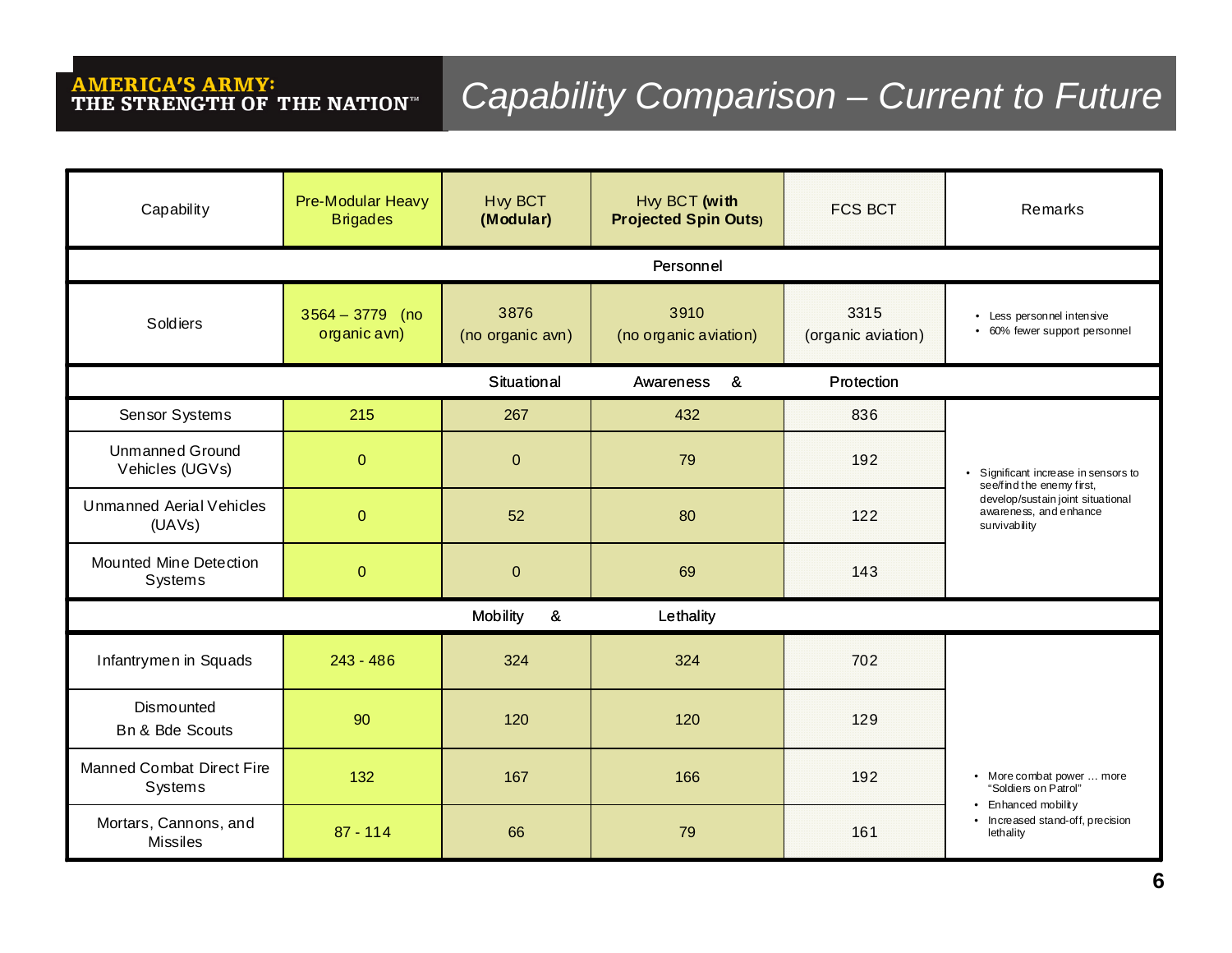AMERICA'S ARMY: THE STRENGTH OF THE NATION™

# Capability Comparison – Current to Future

| Capability | Pre-Modular Heavy Brigades | Hvy BCT **(Modular)** | Hvy BCT **(with Projected Spin Outs)** | FCS BCT | Remarks |
|---|---|---|---|---|---|
| **Personnel** | | | | | |
| Soldiers | 3564 – 3779 (no organic avn) | 3876 (no organic avn) | 3910 (no organic aviation) | 3315 (organic aviation) | • Less personnel intensive<br>• 60% fewer support personnel |
| **Situational Awareness & Protection** | | | | | |
| Sensor Systems | 215 | 267 | 432 | 836 | • Significant increase in sensors to see/find the enemy first, develop/sustain joint situational awareness, and enhance survivability |
| Unmanned Ground Vehicles (UGVs) | 0 | 0 | 79 | 192 | |
| Unmanned Aerial Vehicles (UAVs) | 0 | 52 | 80 | 122 | |
| Mounted Mine Detection Systems | 0 | 0 | 69 | 143 | |
| **Mobility & Lethality** | | | | | |
| Infantrymen in Squads | 243 - 486 | 324 | 324 | 702 | • More combat power … more "Soldiers on Patrol"<br>• Enhanced mobility<br>• Increased stand-off, precision lethality |
| Dismounted Bn & Bde Scouts | 90 | 120 | 120 | 129 | |
| Manned Combat Direct Fire Systems | 132 | 167 | 166 | 192 | |
| Mortars, Cannons, and Missiles | 87 - 114 | 66 | 79 | 161 | |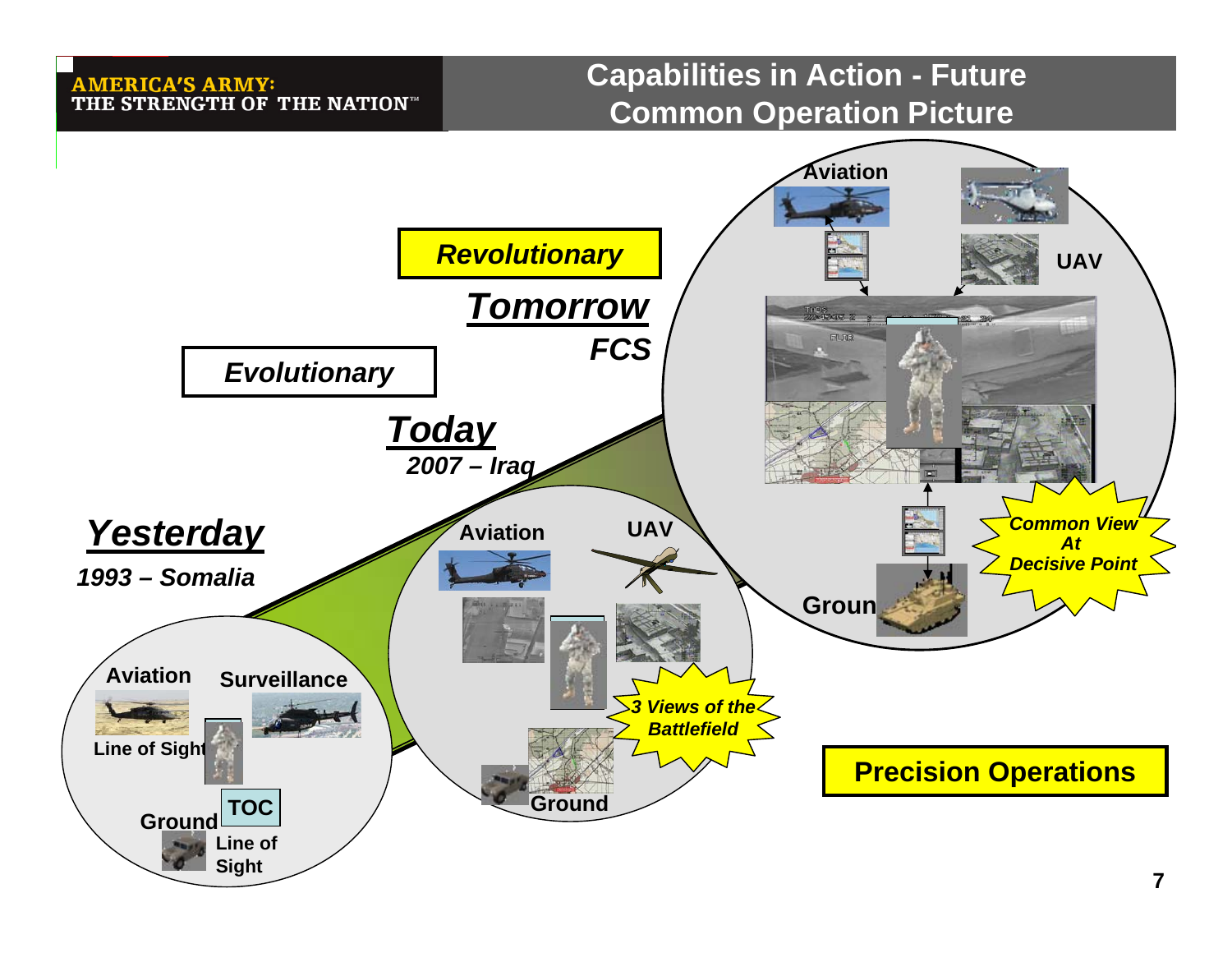# Capabilities in Action - Future Common Operation Picture

**AMERICA'S ARMY: THE STRENGTH OF THE NATION™**

***Revolutionary***

***Tomorrow***

***FCS***

***Evolutionary***

***Today***

***2007 – Iraq***

***Yesterday***

***1993 – Somalia***

**Aviation** **Surveillance**

**Line of Sight**

**Ground** **TOC**

**Line of Sight**

**Aviation** **UAV**

***3 Views of the Battlefield***

**Ground**

**Aviation**

**UAV**

**Groun**

***Common View At Decisive Point***

**Precision Operations**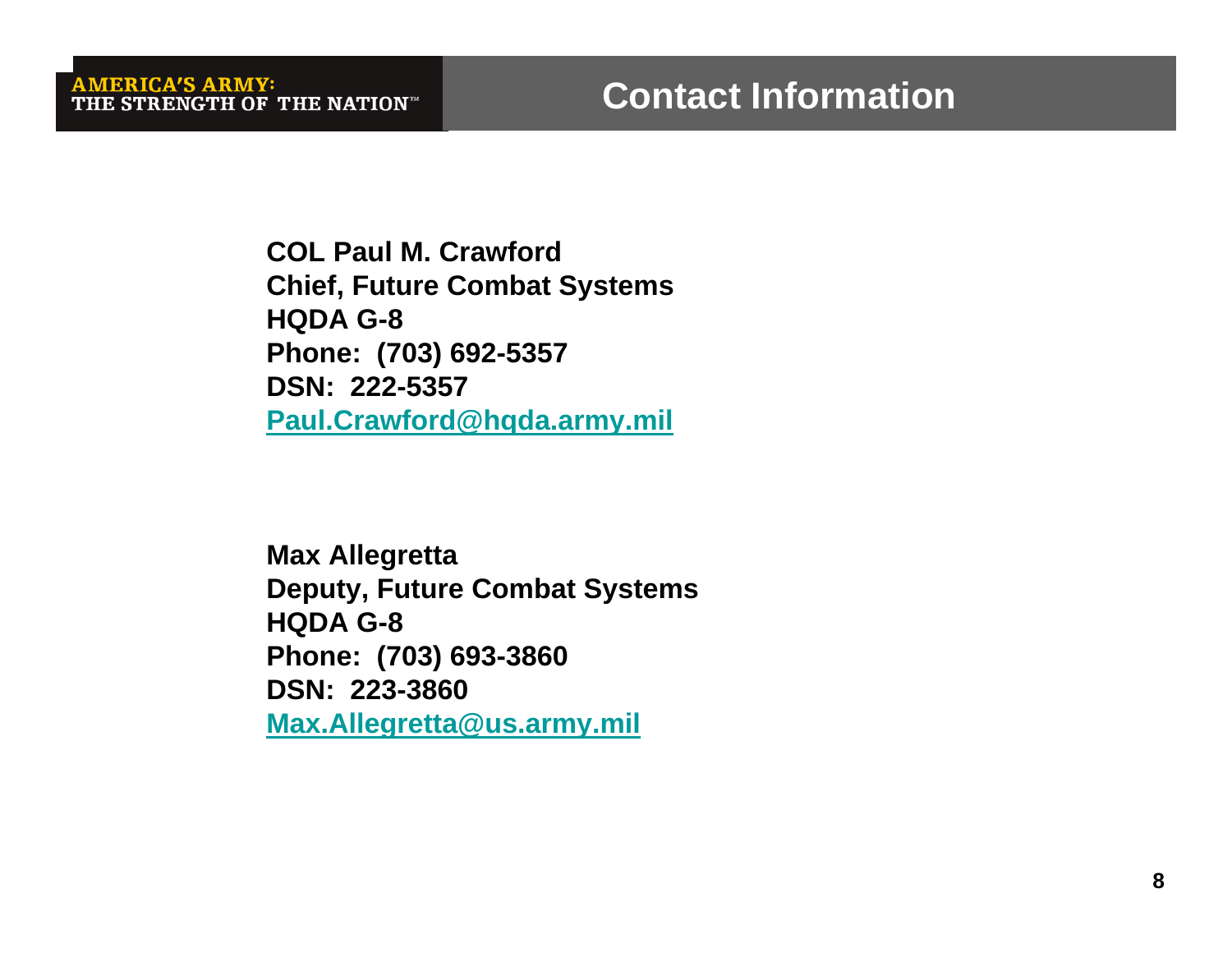# Contact Information

**COL Paul M. Crawford**
**Chief, Future Combat Systems**
**HQDA G-8**
**Phone: (703) 692-5357**
**DSN: 222-5357**
**[Paul.Crawford@hqda.army.mil](mailto:Paul.Crawford@hqda.army.mil)**

**Max Allegretta**
**Deputy, Future Combat Systems**
**HQDA G-8**
**Phone: (703) 693-3860**
**DSN: 223-3860**
**[Max.Allegretta@us.army.mil](mailto:Max.Allegretta@us.army.mil)**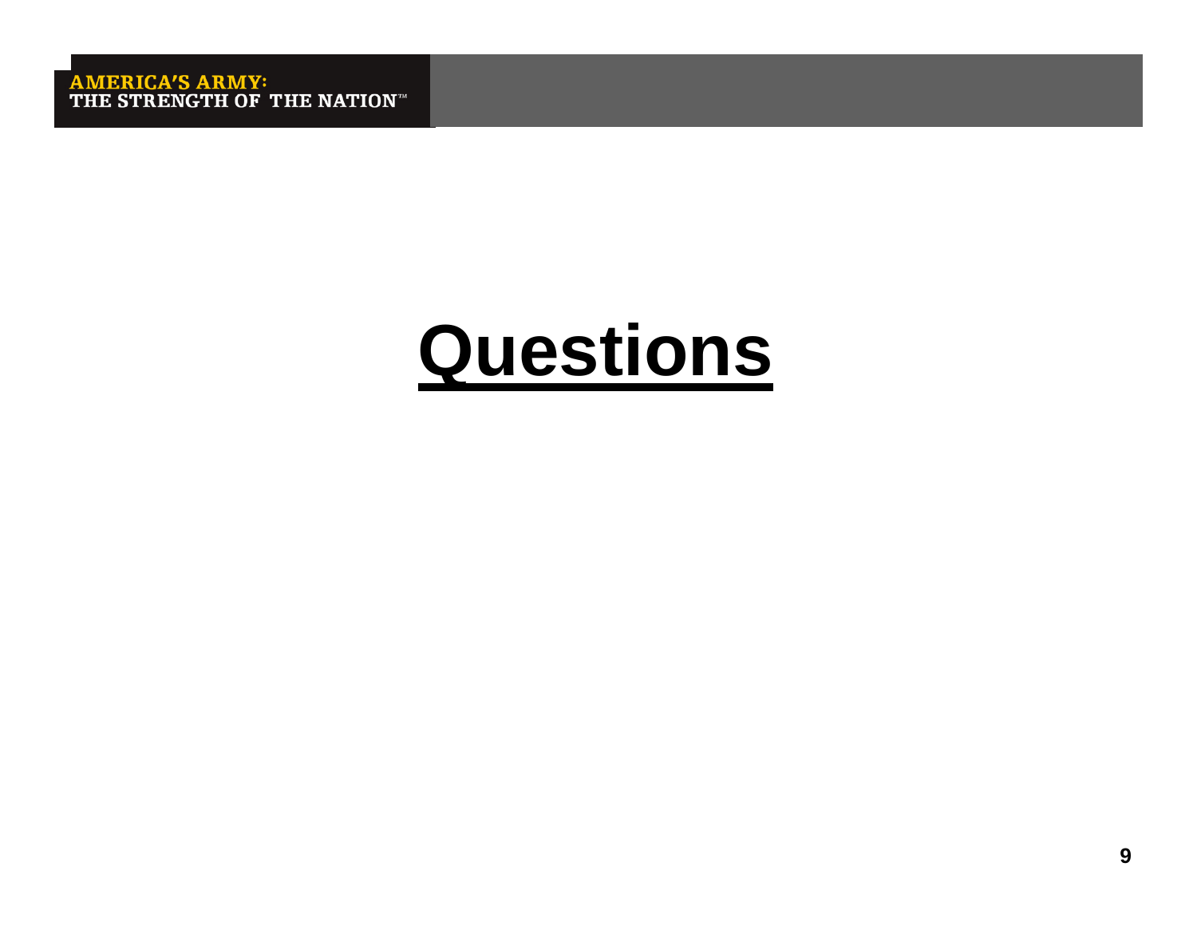# Questions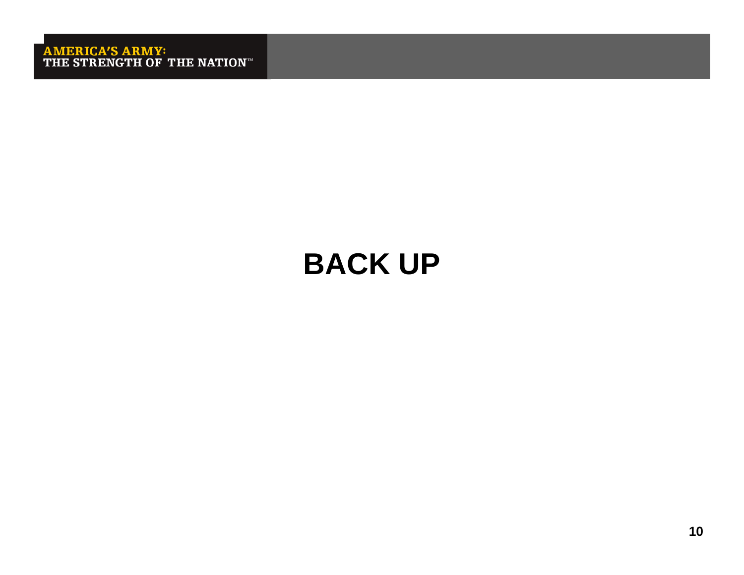# BACK UP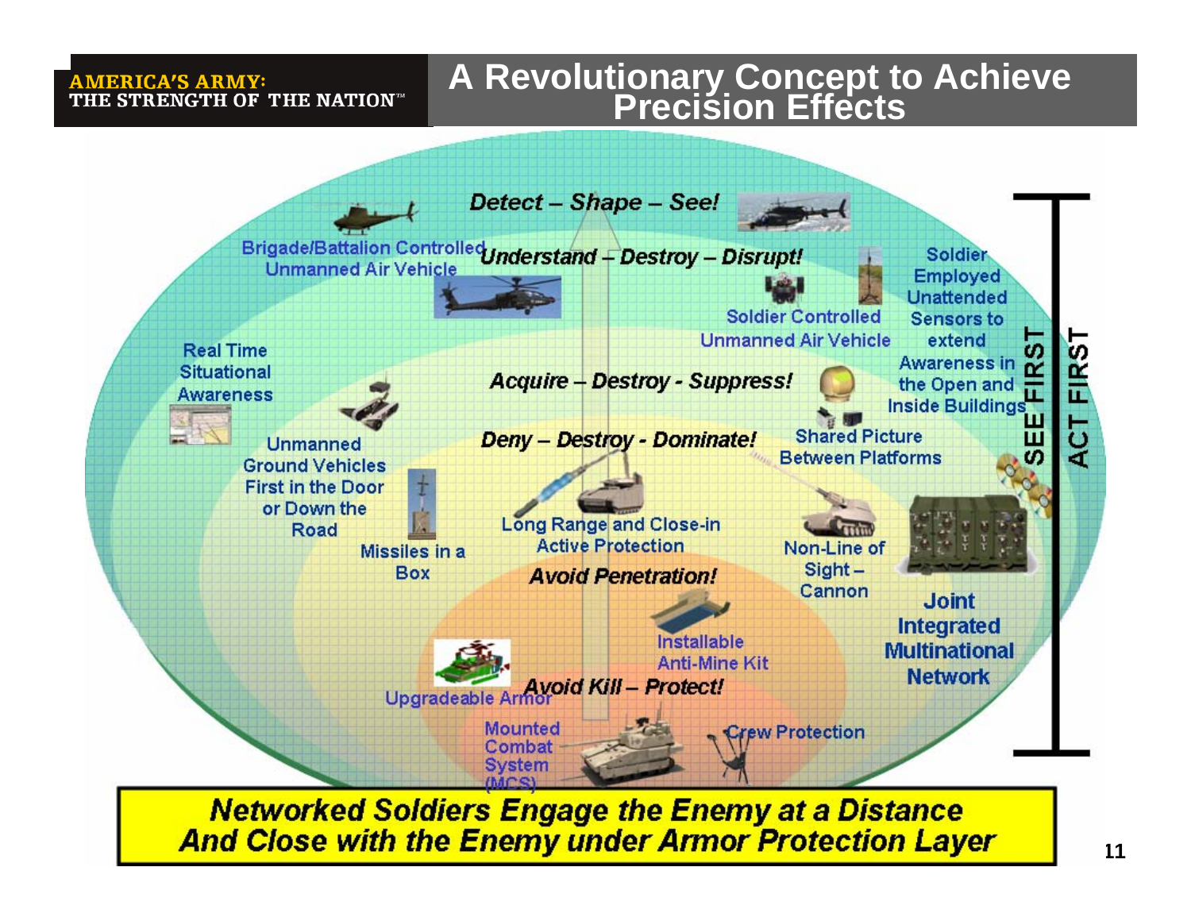AMERICA'S ARMY:
THE STRENGTH OF THE NATION™

# A Revolutionary Concept to Achieve Precision Effects

*Detect – Shape – See!*

Brigade/Battalion Controlled Unmanned Air Vehicle

*Understand – Destroy – Disrupt!*

Soldier Employed Unattended Sensors to extend Awareness in the Open and Inside Buildings

Soldier Controlled Unmanned Air Vehicle

Real Time Situational Awareness

*Acquire – Destroy - Suppress!*

Unmanned Ground Vehicles First in the Door or Down the Road

*Deny – Destroy - Dominate!*

Shared Picture Between Platforms

Missiles in a Box

Long Range and Close-in Active Protection

Non-Line of Sight – Cannon

*Avoid Penetration!*

Joint Integrated Multinational Network

Installable Anti-Mine Kit

Upgradeable Armor

*Avoid Kill – Protect!*

Mounted Combat System (MCS)

Crew Protection

SEE FIRST

ACT FIRST

***Networked Soldiers Engage the Enemy at a Distance And Close with the Enemy under Armor Protection Layer***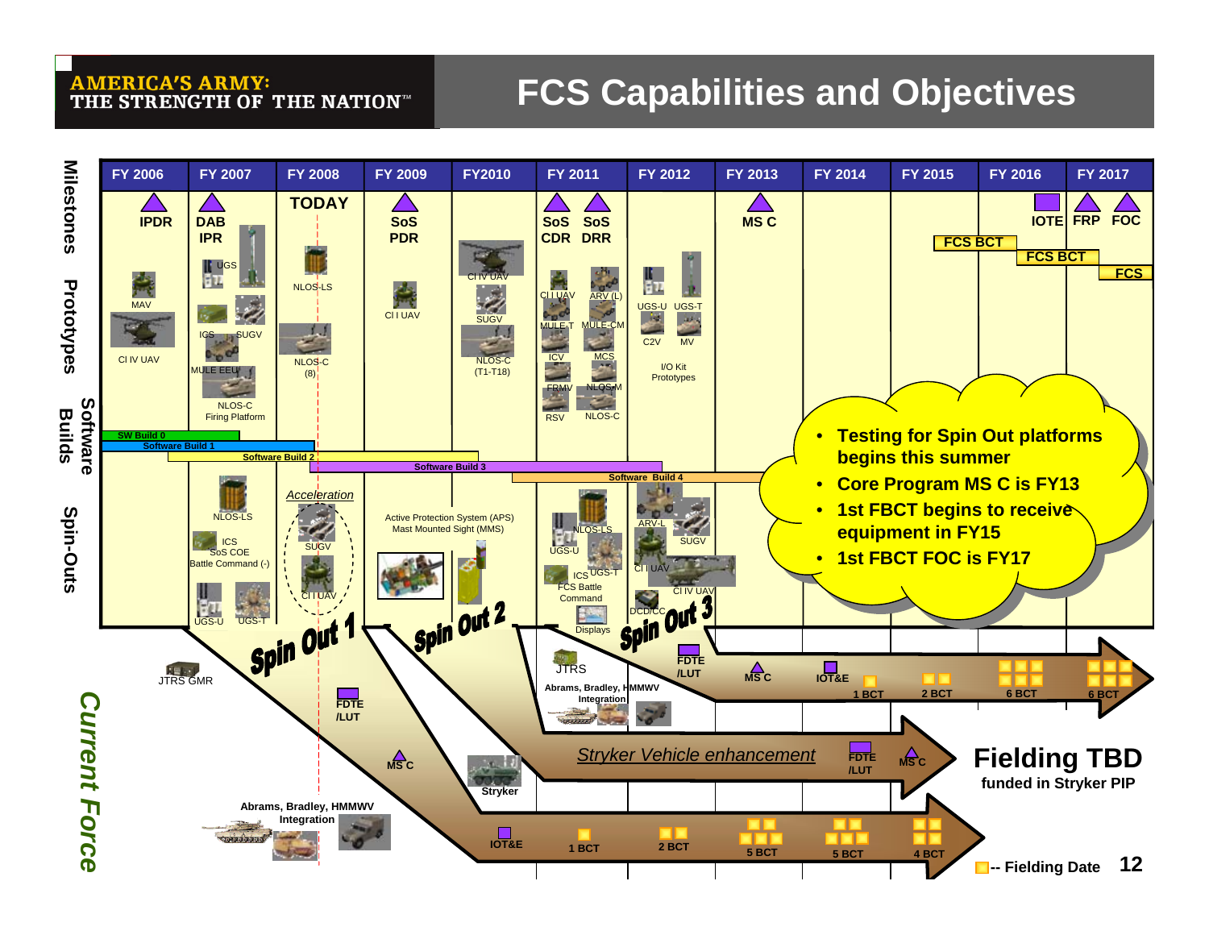AMERICA'S ARMY: THE STRENGTH OF THE NATION™

# FCS Capabilities and Objectives

FY 2006 | FY 2007 | FY 2008 | FY 2009 | FY2010 | FY 2011 | FY 2012 | FY 2013 | FY 2014 | FY 2015 | FY 2016 | FY 2017

**Milestones**

IPDR | DAB IPR | TODAY | SoS PDR | SoS CDR | SoS DRR | MS C | IOTE | FRP | FOC

FCS BCT | FCS BCT | FCS

**Prototypes**

MAV, CI IV UAV, UGS, IGS, SUGV, MULE EEU, NLOS-C Firing Platform, NLOS-LS, NLOS-C (8), CI I UAV, CI IV UAV, SUGV, NLOS-C (T1-T18), CI I UAV, ARV (L), MULE-T, MULE-CM, ICV, MCS, FRMV, NLOS-M, RSV, NLOS-C, UGS-U, UGS-T, C2V, MV, I/O Kit Prototypes

**Software Builds**

SW Build 0, Software Build 1, Software Build 2, Software Build 3, Software Build 4

**Spin-Outs**

Spin Out 1: NLOS-LS, ICS, SoS COE, Battle Command (-), UGS-U, UGS-T, *Acceleration*, SUGV, CI I UAV

Spin Out 2: Active Protection System (APS), Mast Mounted Sight (MMS)

Spin Out 3: NLOS-LS, UGS-U, ICS, UGS-T, FCS Battle Command, Displays, ARV-L, SUGV, CI I UAV, CI IV UAV, DCD/CC

- **Testing for Spin Out platforms begins this summer**
- **Core Program MS C is FY13**
- **1st FBCT begins to receive equipment in FY15**
- **1st FBCT FOC is FY17**

***Current Force***

JTRS GMR, FDTE /LUT, JTRS, Abrams, Bradley, HMMWV Integration, FDTE /LUT, MS C, IOT&E, 1 BCT, 2 BCT, 6 BCT, 6 BCT

MS C, Stryker, *Stryker Vehicle enhancement*, FDTE /LUT, MS C

**Fielding TBD**
**funded in Stryker PIP**

Abrams, Bradley, HMMWV Integration, IOT&E, 1 BCT, 2 BCT, 5 BCT, 5 BCT, 4 BCT

-- Fielding Date